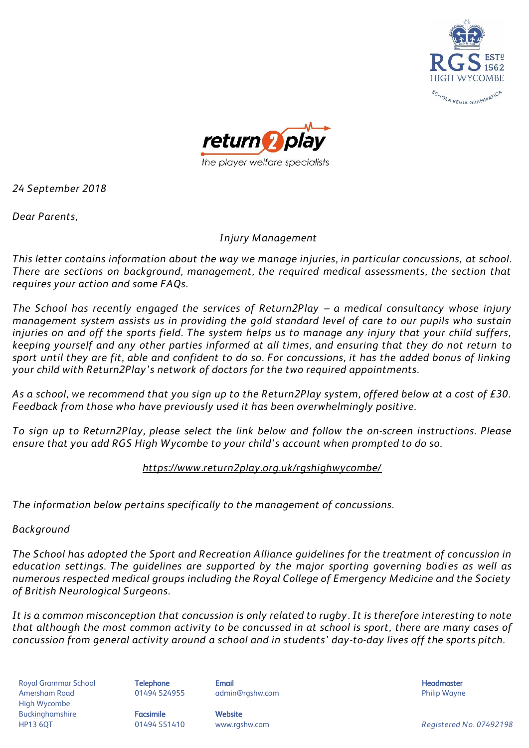*24 September 2018*

*Dear Parents,*

## *Injury Management*

*This letter contains information about the way we manage injuries, in particular concussions, at school. There are sections on background, management, the required medical assessments, the section that requires your action and some FAQs.*

*The School has recently engaged the services of Return2Play – a medical consultancy whose injury management system assists us in providing the gold standard level of care to our pupils who sustain injuries on and off the sports field. The system helps us to manage any injury that your child suffers, keeping yourself and any other parties informed at all times, and ensuring that they do not return to sport until they are fit, able and confident to do so. For concussions, it has the added bonus of linking your child with Return2Play's network of doctors for the two required appointments.*

*As a school, we recommend that you sign up to the Return2Play system, offered below at a cost of £30. Feedback from those who have previously used it has been overwhelmingly positive.*

*To sign up to Return2Play, please select the link below and follow the on-screen instructions. Please ensure that you add RGS High Wycombe to your child's account when prompted to do so.*

*https://www.return2play.org.uk/rgshighwycombe/*

*The information below pertains specifically to the management of concussions.*

### *Background*

*The School has adopted the Sport and Recreation Alliance guidelines for the treatment of concussion in education settings. The guidelines are supported by the major sporting governing bodies as well as numerous respected medical groups including the Royal College of Emergency Medicine and the Society of British Neurological Surgeons.*

*It is a common misconception that concussion is only related to rugby. It is therefore interesting to note that although the most common activity to be concussed in at school is sport, there are many cases of concussion from general activity around a school and in students' day-to-day lives off the sports pitch.*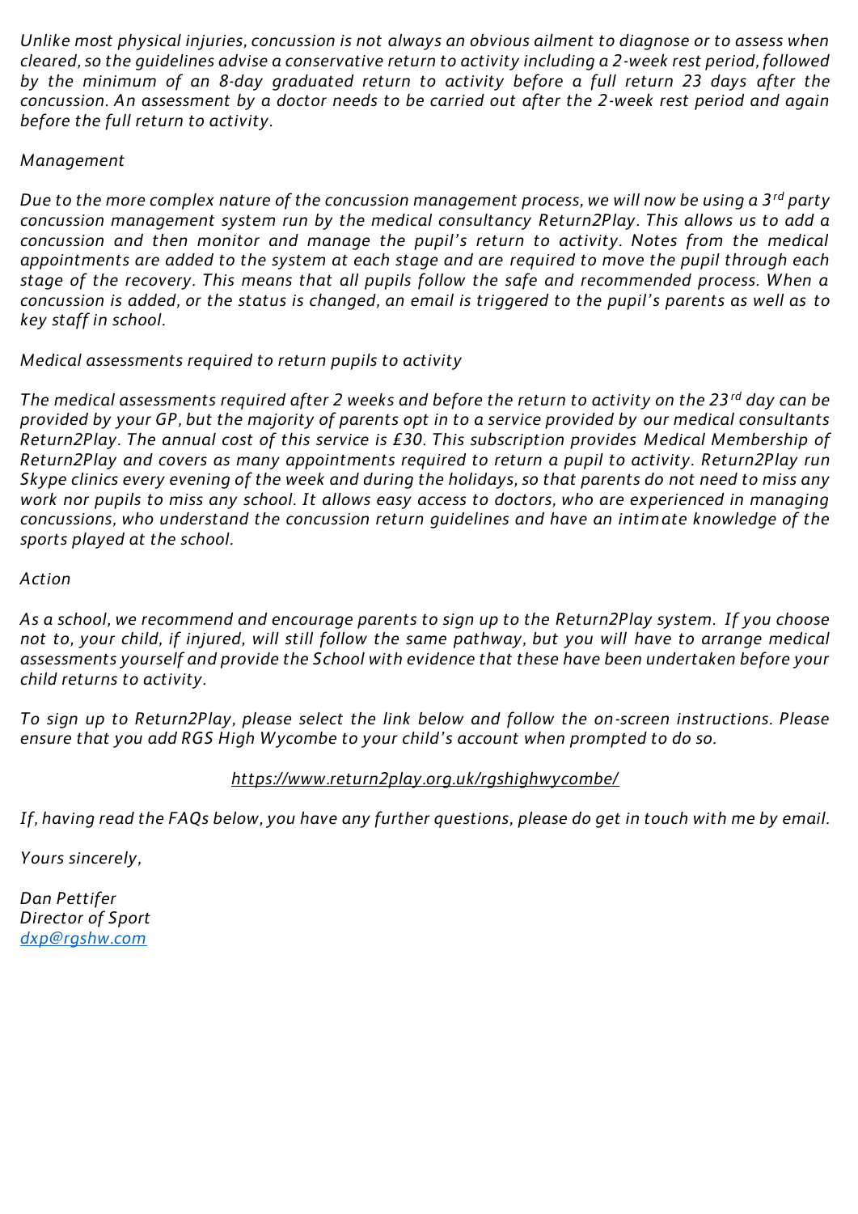*Unlike most physical injuries, concussion is not always an obvious ailment to diagnose or to assess when cleared, so the guidelines advise a conservative return to activity including a 2-week rest period, followed by the minimum of an 8-day graduated return to activity before a full return 23 days after the concussion. An assessment by a doctor needs to be carried out after the 2-week rest period and again before the full return to activity.*

*Management*

*Due to the more complex nature of the concussion management process, we will now be using a 3rd party concussion management system run by the medical consultancy Return2Play. This allows us to add a concussion and then monitor and manage the pupil's return to activity. Notes from the medical appointments are added to the system at each stage and are required to move the pupil through each stage of the recovery. This means that all pupils follow the safe and recommended process. When a concussion is added, or the status is changed, an email is triggered to the pupil's parents as well as to key staff in school.*

*Medical assessments required to return pupils to activity*

*The medical assessments required after 2 weeks and before the return to activity on the 23rd day can be provided by your GP, but the majority of parents opt in to a service provided by our medical consultants Return2Play. The annual cost of this service is £30. This subscription provides Medical Membership of Return2Play and covers as many appointments required to return a pupil to activity. Return2Play run Skype clinics every evening of the week and during the holidays, so that parents do not need to miss any work nor pupils to miss any school. It allows easy access to doctors, who are experienced in managing concussions, who understand the concussion return guidelines and have an intimate knowledge of the sports played at the school.*

*Action*

*As a school, we recommend and encourage parents to sign up to the Return2Play system. If you choose not to, your child, if injured, will still follow the same pathway, but you will have to arrange medical assessments yourself and provide the School with evidence that these have been undertaken before your child returns to activity.*

*To sign up to Return2Play, please select the link below and follow the on-screen instructions. Please ensure that you add RGS High Wycombe to your child's account when prompted to do so.*

*https://www.return2play.org.uk/rgshighwycombe/*

*If, having read the FAQs below, you have any further questions, please do get in touch with me by email.*

*Yours sincerely,*

*Dan Pettifer*
*Director of Sport*
*dxp@rgshw.com*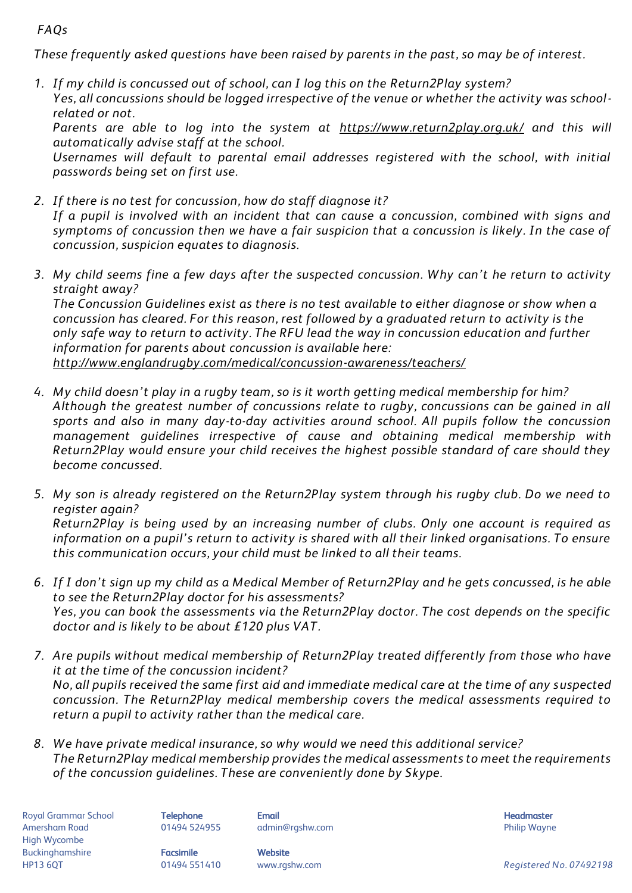*FAQs*

*These frequently asked questions have been raised by parents in the past, so may be of interest.*

1. *If my child is concussed out of school, can I log this on the Return2Play system?*
   *Yes, all concussions should be logged irrespective of the venue or whether the activity was school-related or not.*
   *Parents are able to log into the system at https://www.return2play.org.uk/ and this will automatically advise staff at the school.*
   *Usernames will default to parental email addresses registered with the school, with initial passwords being set on first use.*

2. *If there is no test for concussion, how do staff diagnose it?*
   *If a pupil is involved with an incident that can cause a concussion, combined with signs and symptoms of concussion then we have a fair suspicion that a concussion is likely. In the case of concussion, suspicion equates to diagnosis.*

3. *My child seems fine a few days after the suspected concussion. Why can't he return to activity straight away?*
   *The Concussion Guidelines exist as there is no test available to either diagnose or show when a concussion has cleared. For this reason, rest followed by a graduated return to activity is the only safe way to return to activity. The RFU lead the way in concussion education and further information for parents about concussion is available here:*
   *http://www.englandrugby.com/medical/concussion-awareness/teachers/*

4. *My child doesn't play in a rugby team, so is it worth getting medical membership for him?*
   *Although the greatest number of concussions relate to rugby, concussions can be gained in all sports and also in many day-to-day activities around school. All pupils follow the concussion management guidelines irrespective of cause and obtaining medical membership with Return2Play would ensure your child receives the highest possible standard of care should they become concussed.*

5. *My son is already registered on the Return2Play system through his rugby club. Do we need to register again?*
   *Return2Play is being used by an increasing number of clubs. Only one account is required as information on a pupil's return to activity is shared with all their linked organisations. To ensure this communication occurs, your child must be linked to all their teams.*

6. *If I don't sign up my child as a Medical Member of Return2Play and he gets concussed, is he able to see the Return2Play doctor for his assessments?*
   *Yes, you can book the assessments via the Return2Play doctor. The cost depends on the specific doctor and is likely to be about £120 plus VAT.*

7. *Are pupils without medical membership of Return2Play treated differently from those who have it at the time of the concussion incident?*
   *No, all pupils received the same first aid and immediate medical care at the time of any suspected concussion. The Return2Play medical membership covers the medical assessments required to return a pupil to activity rather than the medical care.*

8. *We have private medical insurance, so why would we need this additional service?*
   *The Return2Play medical membership provides the medical assessments to meet the requirements of the concussion guidelines. These are conveniently done by Skype.*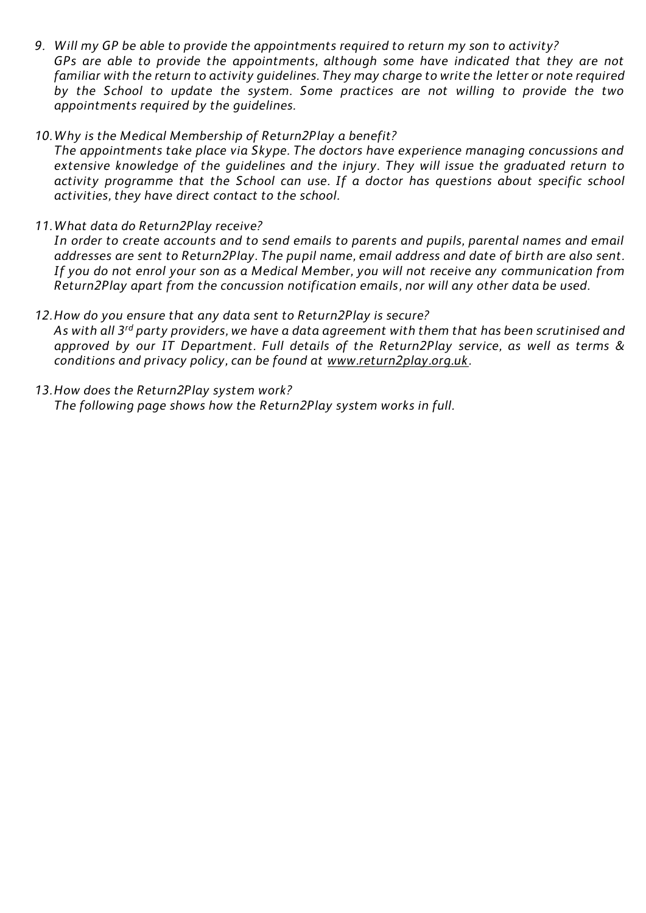9. *Will my GP be able to provide the appointments required to return my son to activity?*
   *GPs are able to provide the appointments, although some have indicated that they are not familiar with the return to activity guidelines. They may charge to write the letter or note required by the School to update the system. Some practices are not willing to provide the two appointments required by the guidelines.*

10. *Why is the Medical Membership of Return2Play a benefit?*
    *The appointments take place via Skype. The doctors have experience managing concussions and extensive knowledge of the guidelines and the injury. They will issue the graduated return to activity programme that the School can use. If a doctor has questions about specific school activities, they have direct contact to the school.*

11. *What data do Return2Play receive?*
    *In order to create accounts and to send emails to parents and pupils, parental names and email addresses are sent to Return2Play. The pupil name, email address and date of birth are also sent. If you do not enrol your son as a Medical Member, you will not receive any communication from Return2Play apart from the concussion notification emails, nor will any other data be used.*

12. *How do you ensure that any data sent to Return2Play is secure?*
    *As with all 3rd party providers, we have a data agreement with them that has been scrutinised and approved by our IT Department. Full details of the Return2Play service, as well as terms & conditions and privacy policy, can be found at www.return2play.org.uk.*

13. *How does the Return2Play system work?*
    *The following page shows how the Return2Play system works in full.*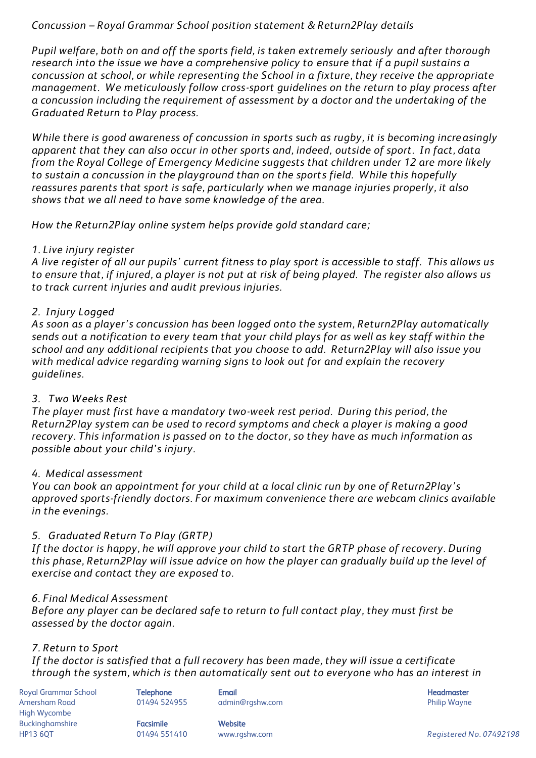*Concussion – Royal Grammar School position statement & Return2Play details*

*Pupil welfare, both on and off the sports field, is taken extremely seriously and after thorough research into the issue we have a comprehensive policy to ensure that if a pupil sustains a concussion at school, or while representing the School in a fixture, they receive the appropriate management. We meticulously follow cross-sport guidelines on the return to play process after a concussion including the requirement of assessment by a doctor and the undertaking of the Graduated Return to Play process.*

*While there is good awareness of concussion in sports such as rugby, it is becoming increasingly apparent that they can also occur in other sports and, indeed, outside of sport. In fact, data from the Royal College of Emergency Medicine suggests that children under 12 are more likely to sustain a concussion in the playground than on the sports field. While this hopefully reassures parents that sport is safe, particularly when we manage injuries properly, it also shows that we all need to have some knowledge of the area.*

*How the Return2Play online system helps provide gold standard care;*

*1. Live injury register*
*A live register of all our pupils' current fitness to play sport is accessible to staff. This allows us to ensure that, if injured, a player is not put at risk of being played. The register also allows us to track current injuries and audit previous injuries.*

*2. Injury Logged*
*As soon as a player's concussion has been logged onto the system, Return2Play automatically sends out a notification to every team that your child plays for as well as key staff within the school and any additional recipients that you choose to add. Return2Play will also issue you with medical advice regarding warning signs to look out for and explain the recovery guidelines.*

*3. Two Weeks Rest*
*The player must first have a mandatory two-week rest period. During this period, the Return2Play system can be used to record symptoms and check a player is making a good recovery. This information is passed on to the doctor, so they have as much information as possible about your child's injury.*

*4. Medical assessment*
*You can book an appointment for your child at a local clinic run by one of Return2Play's approved sports-friendly doctors. For maximum convenience there are webcam clinics available in the evenings.*

*5. Graduated Return To Play (GRTP)*
*If the doctor is happy, he will approve your child to start the GRTP phase of recovery. During this phase, Return2Play will issue advice on how the player can gradually build up the level of exercise and contact they are exposed to.*

*6. Final Medical Assessment*
*Before any player can be declared safe to return to full contact play, they must first be assessed by the doctor again.*

*7. Return to Sport*
*If the doctor is satisfied that a full recovery has been made, they will issue a certificate through the system, which is then automatically sent out to everyone who has an interest in*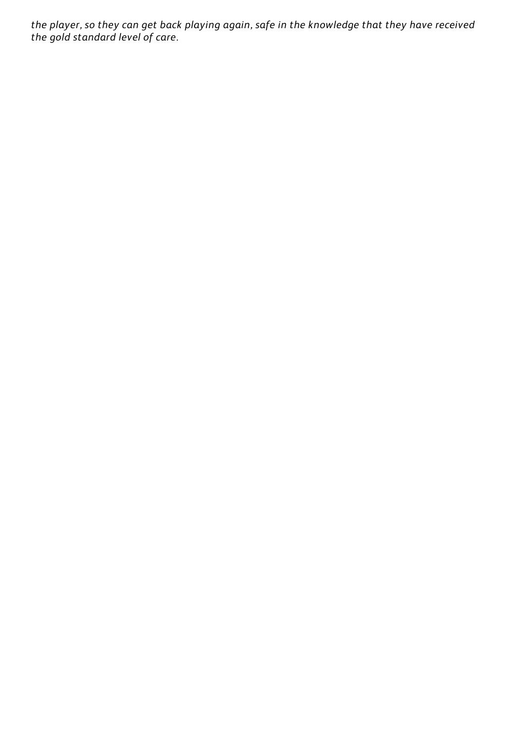*the player, so they can get back playing again, safe in the knowledge that they have received the gold standard level of care.*